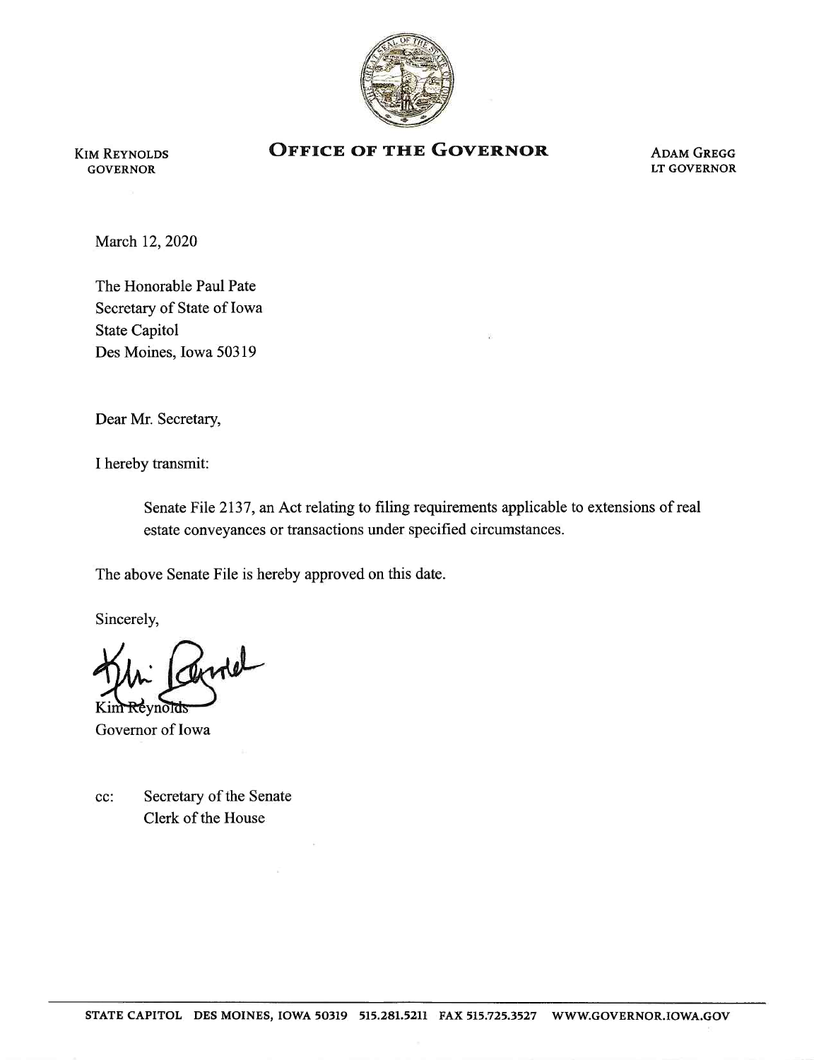KIM REYNOLDS
GOVERNOR

# OFFICE OF THE GOVERNOR

ADAM GREGG
LT GOVERNOR

March 12, 2020

The Honorable Paul Pate
Secretary of State of Iowa
State Capitol
Des Moines, Iowa 50319

Dear Mr. Secretary,

I hereby transmit:

> Senate File 2137, an Act relating to filing requirements applicable to extensions of real estate conveyances or transactions under specified circumstances.

The above Senate File is hereby approved on this date.

Sincerely,

Kim Reynolds
Governor of Iowa

cc: Secretary of the Senate
Clerk of the House

STATE CAPITOL DES MOINES, IOWA 50319 515.281.5211 FAX 515.725.3527 WWW.GOVERNOR.IOWA.GOV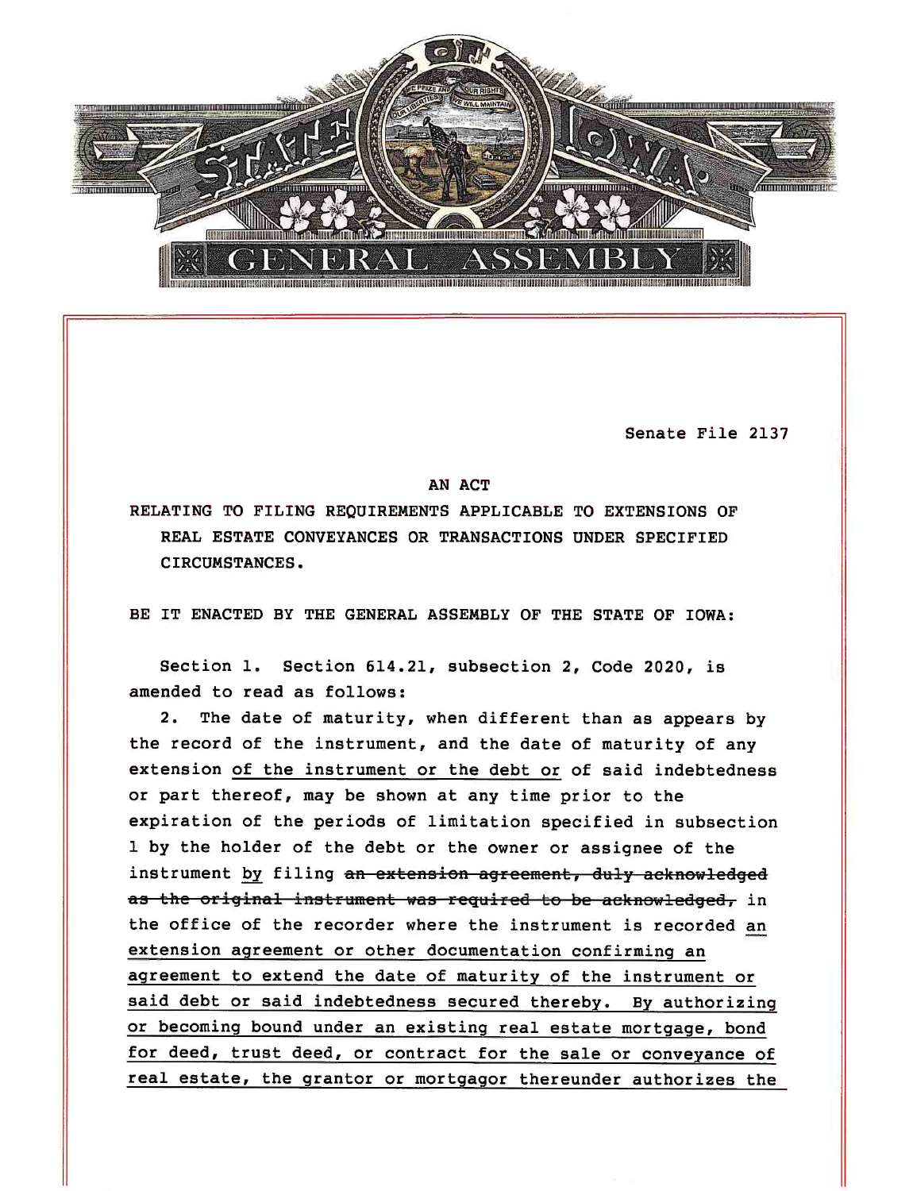Senate File 2137

AN ACT

RELATING TO FILING REQUIREMENTS APPLICABLE TO EXTENSIONS OF REAL ESTATE CONVEYANCES OR TRANSACTIONS UNDER SPECIFIED CIRCUMSTANCES.

BE IT ENACTED BY THE GENERAL ASSEMBLY OF THE STATE OF IOWA:

Section 1. Section 614.21, subsection 2, Code 2020, is amended to read as follows:

2. The date of maturity, when different than as appears by the record of the instrument, and the date of maturity of any extension <u>of the instrument or the debt or</u> of said indebtedness or part thereof, may be shown at any time prior to the expiration of the periods of limitation specified in subsection 1 by the holder of the debt or the owner or assignee of the instrument <u>by</u> filing ~~an extension agreement, duly acknowledged as the original instrument was required to be acknowledged,~~ in the office of the recorder where the instrument is recorded <u>an extension agreement or other documentation confirming an agreement to extend the date of maturity of the instrument or said debt or said indebtedness secured thereby. By authorizing or becoming bound under an existing real estate mortgage, bond for deed, trust deed, or contract for the sale or conveyance of real estate, the grantor or mortgagor thereunder authorizes the</u>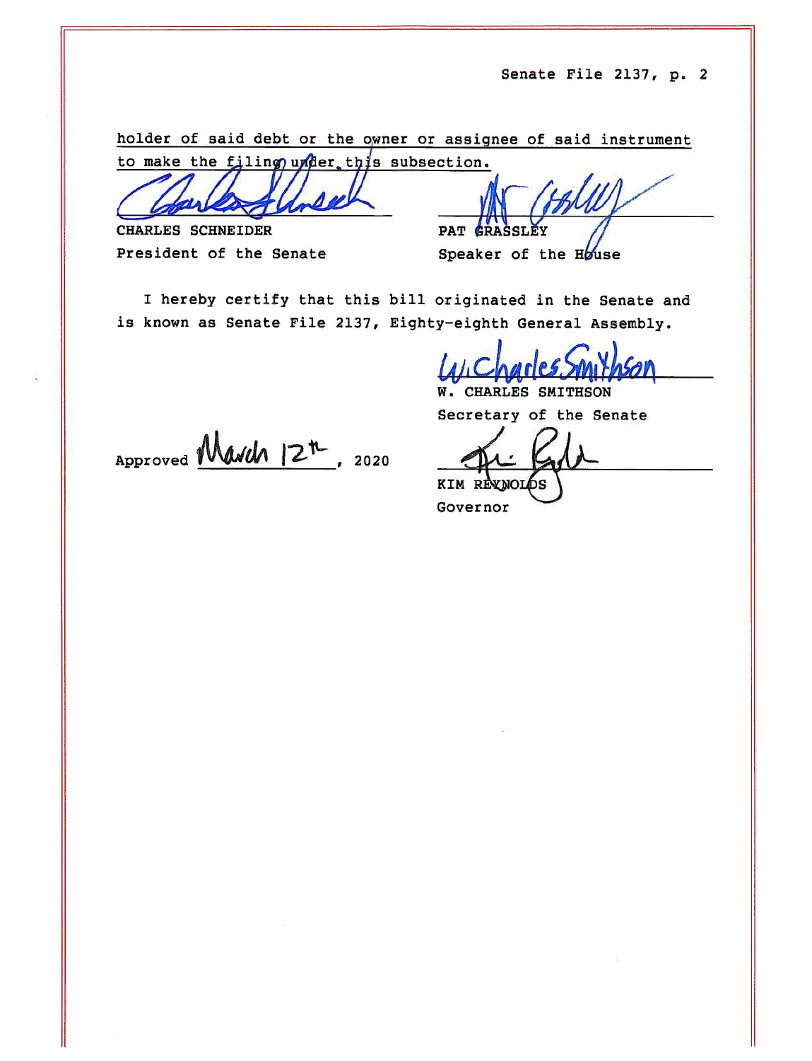holder of said debt or the owner or assignee of said instrument to make the filing under this subsection.

CHARLES SCHNEIDER
President of the Senate

PAT GRASSLEY
Speaker of the House

I hereby certify that this bill originated in the Senate and is known as Senate File 2137, Eighty-eighth General Assembly.

W. CHARLES SMITHSON
Secretary of the Senate

Approved March 12th, 2020

KIM REYNOLDS
Governor